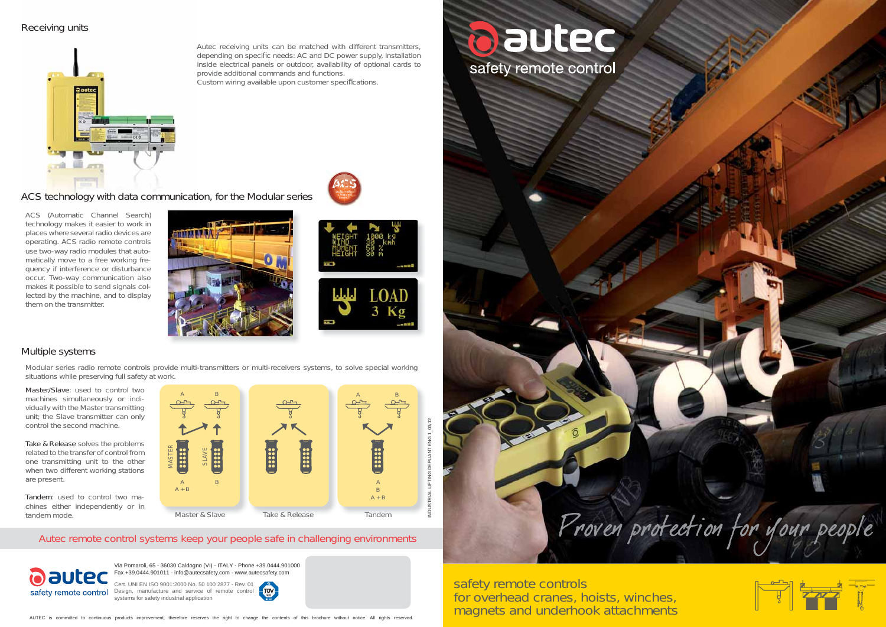## Receiving units

Autec receiving units can be matched with different transmitters, depending on specific needs: AC and DC power supply, installation inside electrical panels or outdoor, availability of optional cards to provide additional commands and functions.
Custom wiring available upon customer specifications.

## ACS technology with data communication, for the Modular series

ACS (Automatic Channel Search) technology makes it easier to work in places where several radio devices are operating. ACS radio remote controls use two-way radio modules that automatically move to a free working frequency if interference or disturbance occur. Two-way communication also makes it possible to send signals collected by the machine, and to display them on the transmitter.

## Multiple systems

Modular series radio remote controls provide multi-transmitters or multi-receivers systems, to solve special working situations while preserving full safety at work.

**Master/Slave**: used to control two machines simultaneously or individually with the Master transmitting unit; the Slave transmitter can only control the second machine.

**Take & Release** solves the problems related to the transfer of control from one transmitting unit to the other when two different working stations are present.

**Tandem**: used to control two machines either independently or in tandem mode.

Master & Slave — Take & Release — Tandem

INDUSTRIAL LIFTING DEPLIANT ENG 1_03/12

Autec remote control systems keep your people safe in challenging environments

**autec** safety remote control

Via Pomaroli, 65 - 36030 Caldogno (VI) - ITALY - Phone +39.0444.901000
Fax +39.0444.901011 - info@autecsafety.com - www.autecsafety.com

Cert. UNI EN ISO 9001:2000 No. 50 100 2877 - Rev. 01
Design, manufacture and service of remote control systems for safety industrial application

AUTEC is committed to continuous products improvement, therefore reserves the right to change the contents of this brochure without notice. All rights reserved.

# autec

safety remote control

*Proven protection for your people*

safety remote controls
for overhead cranes, hoists, winches, magnets and underhook attachments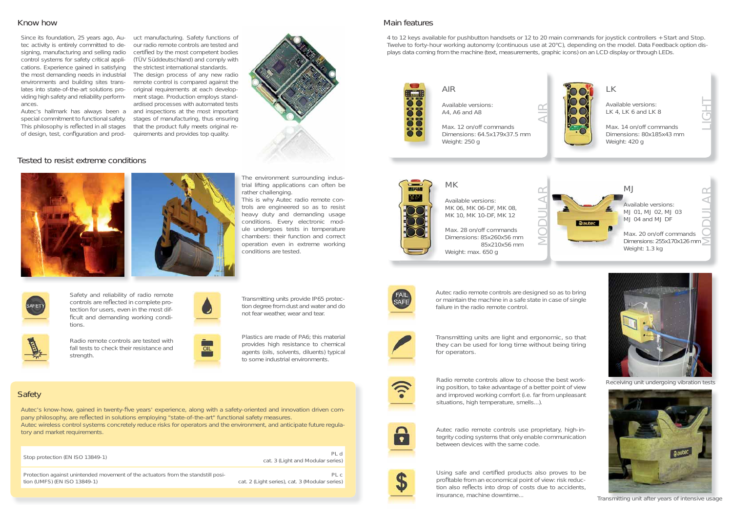## Know how

Since its foundation, 25 years ago, Autec activity is entirely committed to designing, manufacturing and selling radio control systems for safety critical applications. Experience gained in satisfying the most demanding needs in industrial environments and building sites translates into state-of-the-art solutions providing high safety and reliability performances.

Autec's hallmark has always been a special commitment to functional safety. This philosophy is reflected in all stages of design, test, configuration and product manufacturing. Safety functions of our radio remote controls are tested and certified by the most competent bodies (TÜV Süddeutschland) and comply with the strictest international standards.

The design process of any new radio remote control is compared against the original requirements at each development stage. Production employs standardised processes with automated tests and inspections at the most important stages of manufacturing, thus ensuring that the product fully meets original requirements and provides top quality.

## Tested to resist extreme conditions

The environment surrounding industrial lifting applications can often be rather challenging.

This is why Autec radio remote controls are engineered so as to resist heavy duty and demanding usage conditions. Every electronic module undergoes tests in temperature chambers: their function and correct operation even in extreme working conditions are tested.

SAFETY — Safety and reliability of radio remote controls are reflected in complete protection for users, even in the most difficult and demanding working conditions.

Transmitting units provide IP65 protection degree from dust and water and do not fear weather, wear and tear.

Radio remote controls are tested with fall tests to check their resistance and strength.

OIL — Plastics are made of PA6; this material provides high resistance to chemical agents (oils, solvents, diluents) typical to some industrial environments.

## Safety

Autec's know-how, gained in twenty-five years' experience, along with a safety-oriented and innovation driven company philosophy, are reflected in solutions employing "state-of-the-art" functional safety measures.

Autec wireless control systems concretely reduce risks for operators and the environment, and anticipate future regulatory and market requirements.

| | |
|---|---|
| Stop protection (EN ISO 13849-1) | PL d<br>cat. 3 (Light and Modular series) |
| Protection against unintended movement of the actuators from the standstill position (UMFS) (EN ISO 13849-1) | PL c<br>cat. 2 (Light series), cat. 3 (Modular series) |

## Main features

4 to 12 keys available for pushbutton handsets or 12 to 20 main commands for joystick controllers + Start and Stop. Twelve to forty-hour working autonomy (continuous use at 20°C), depending on the model. Data Feedback option displays data coming from the machine (text, measurements, graphic icons) on an LCD display or through LEDs.

### AIR

Available versions:
A4, A6 and A8

Max. 12 on/off commands
Dimensions: 64.5x179x37.5 mm
Weight: 250 g

### LK (LIGHT)

Available versions:
LK 4, LK 6 and LK 8

Max. 14 on/off commands
Dimensions: 80x185x43 mm
Weight: 420 g

### MK (MODULAR)

Available versions:
MK 06, MK 06-DF, MK 08, MK 10, MK 10-DF, MK 12

Max. 28 on/off commands
Dimensions: 85x260x56 mm
85x210x56 mm
Weight: max. 650 g

### MJ (MODULAR)

Available versions:
MJ 01, MJ 02, MJ 03
MJ 04 and MJ DF

Max. 20 on/off commands
Dimensions: 255x170x126 mm
Weight: 1.3 kg

FAIL SAFE — Autec radio remote controls are designed so as to bring or maintain the machine in a safe state in case of single failure in the radio remote control.

Transmitting units are light and ergonomic, so that they can be used for long time without being tiring for operators.

Radio remote controls allow to choose the best working position, to take advantage of a better point of view and improved working comfort (i.e. far from unpleasant situations, high temperature, smells...).

Autec radio remote controls use proprietary, high-integrity coding systems that only enable communication between devices with the same code.

Using safe and certified products also proves to be profitable from an economical point of view: risk reduction also reflects into drop of costs due to accidents, insurance, machine downtime...

Receiving unit undergoing vibration tests

Transmitting unit after years of intensive usage